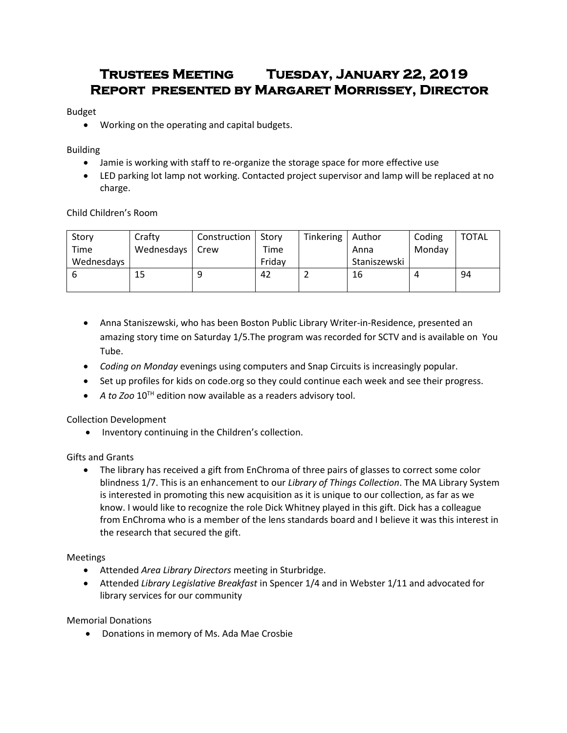# Trustees Meeting Tuesday, January 22, 2019
# Report presented by Margaret Morrissey, Director

Budget

- Working on the operating and capital budgets.

Building

- Jamie is working with staff to re-organize the storage space for more effective use
- LED parking lot lamp not working. Contacted project supervisor and lamp will be replaced at no charge.

Child Children's Room

| Story Time Wednesdays | Crafty Wednesdays | Construction Crew | Story Time Friday | Tinkering | Author Anna Staniszewski | Coding Monday | TOTAL |
|---|---|---|---|---|---|---|---|
| 6 | 15 | 9 | 42 | 2 | 16 | 4 | 94 |

- Anna Staniszewski, who has been Boston Public Library Writer-in-Residence, presented an amazing story time on Saturday 1/5.The program was recorded for SCTV and is available on You Tube.
- *Coding on Monday* evenings using computers and Snap Circuits is increasingly popular.
- Set up profiles for kids on code.org so they could continue each week and see their progress.
- *A to Zoo* 10$^{TH}$ edition now available as a readers advisory tool.

Collection Development

- Inventory continuing in the Children's collection.

Gifts and Grants

- The library has received a gift from EnChroma of three pairs of glasses to correct some color blindness 1/7. This is an enhancement to our *Library of Things Collection*. The MA Library System is interested in promoting this new acquisition as it is unique to our collection, as far as we know. I would like to recognize the role Dick Whitney played in this gift. Dick has a colleague from EnChroma who is a member of the lens standards board and I believe it was this interest in the research that secured the gift.

Meetings

- Attended *Area Library Directors* meeting in Sturbridge.
- Attended *Library Legislative Breakfast* in Spencer 1/4 and in Webster 1/11 and advocated for library services for our community

Memorial Donations

- Donations in memory of Ms. Ada Mae Crosbie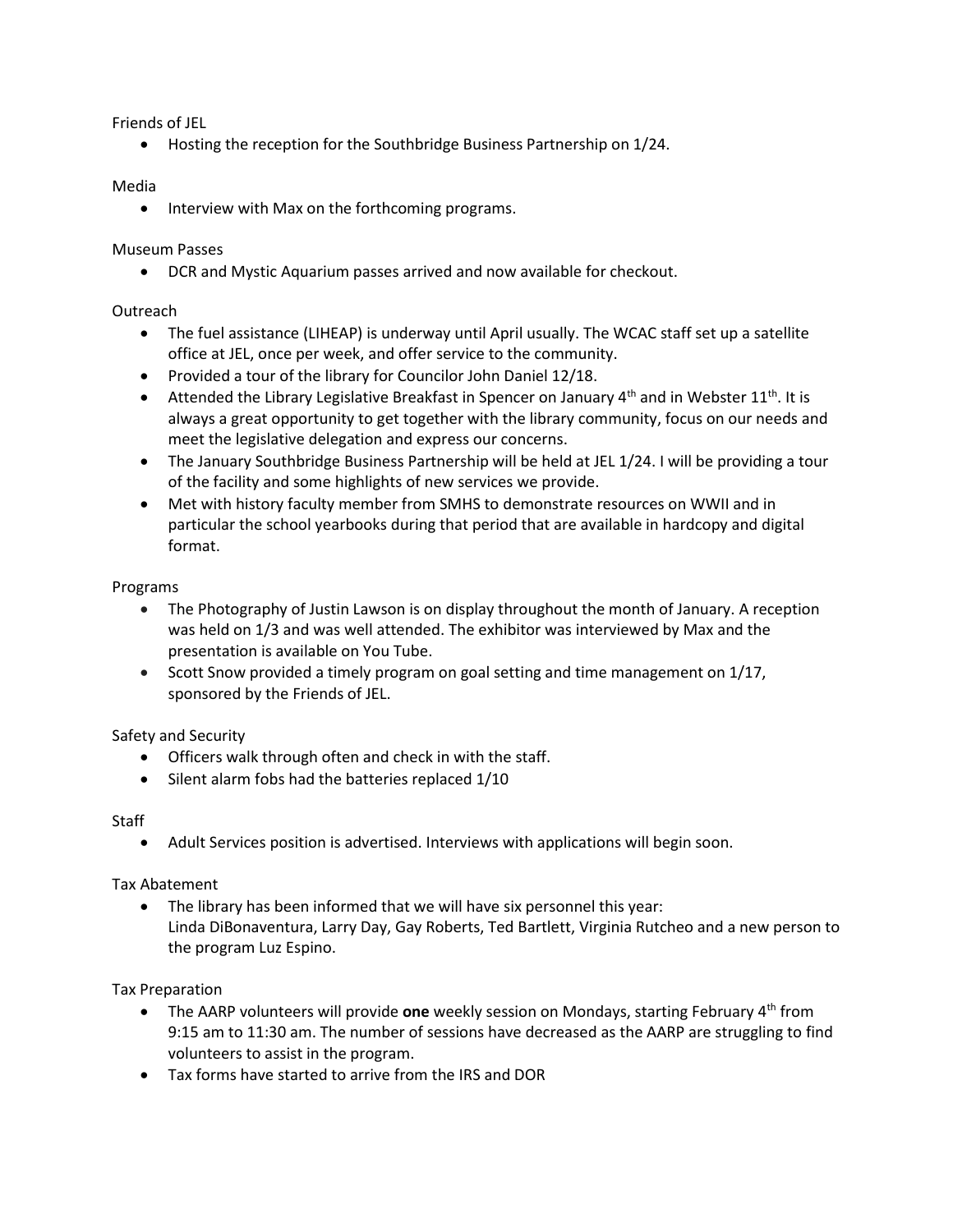Friends of JEL

- Hosting the reception for the Southbridge Business Partnership on 1/24.

Media

- Interview with Max on the forthcoming programs.

Museum Passes

- DCR and Mystic Aquarium passes arrived and now available for checkout.

Outreach

- The fuel assistance (LIHEAP) is underway until April usually. The WCAC staff set up a satellite office at JEL, once per week, and offer service to the community.
- Provided a tour of the library for Councilor John Daniel 12/18.
- Attended the Library Legislative Breakfast in Spencer on January 4th and in Webster 11th. It is always a great opportunity to get together with the library community, focus on our needs and meet the legislative delegation and express our concerns.
- The January Southbridge Business Partnership will be held at JEL 1/24. I will be providing a tour of the facility and some highlights of new services we provide.
- Met with history faculty member from SMHS to demonstrate resources on WWII and in particular the school yearbooks during that period that are available in hardcopy and digital format.

Programs

- The Photography of Justin Lawson is on display throughout the month of January. A reception was held on 1/3 and was well attended. The exhibitor was interviewed by Max and the presentation is available on You Tube.
- Scott Snow provided a timely program on goal setting and time management on 1/17, sponsored by the Friends of JEL.

Safety and Security

- Officers walk through often and check in with the staff.
- Silent alarm fobs had the batteries replaced 1/10

Staff

- Adult Services position is advertised. Interviews with applications will begin soon.

Tax Abatement

- The library has been informed that we will have six personnel this year:
  Linda DiBonaventura, Larry Day, Gay Roberts, Ted Bartlett, Virginia Rutcheo and a new person to the program Luz Espino.

Tax Preparation

- The AARP volunteers will provide **one** weekly session on Mondays, starting February 4th from 9:15 am to 11:30 am. The number of sessions have decreased as the AARP are struggling to find volunteers to assist in the program.
- Tax forms have started to arrive from the IRS and DOR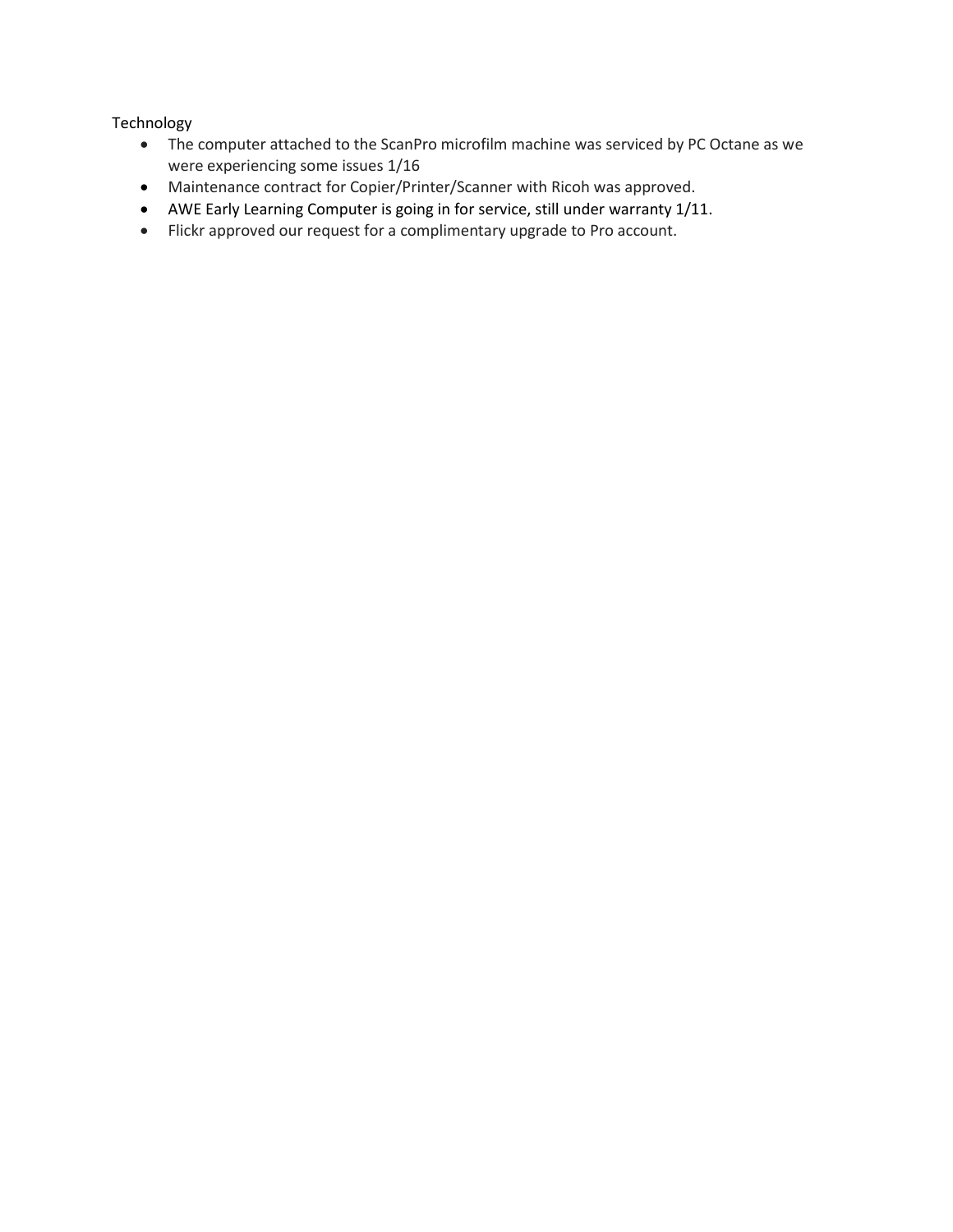Technology

- The computer attached to the ScanPro microfilm machine was serviced by PC Octane as we were experiencing some issues 1/16
- Maintenance contract for Copier/Printer/Scanner with Ricoh was approved.
- AWE Early Learning Computer is going in for service, still under warranty 1/11.
- Flickr approved our request for a complimentary upgrade to Pro account.